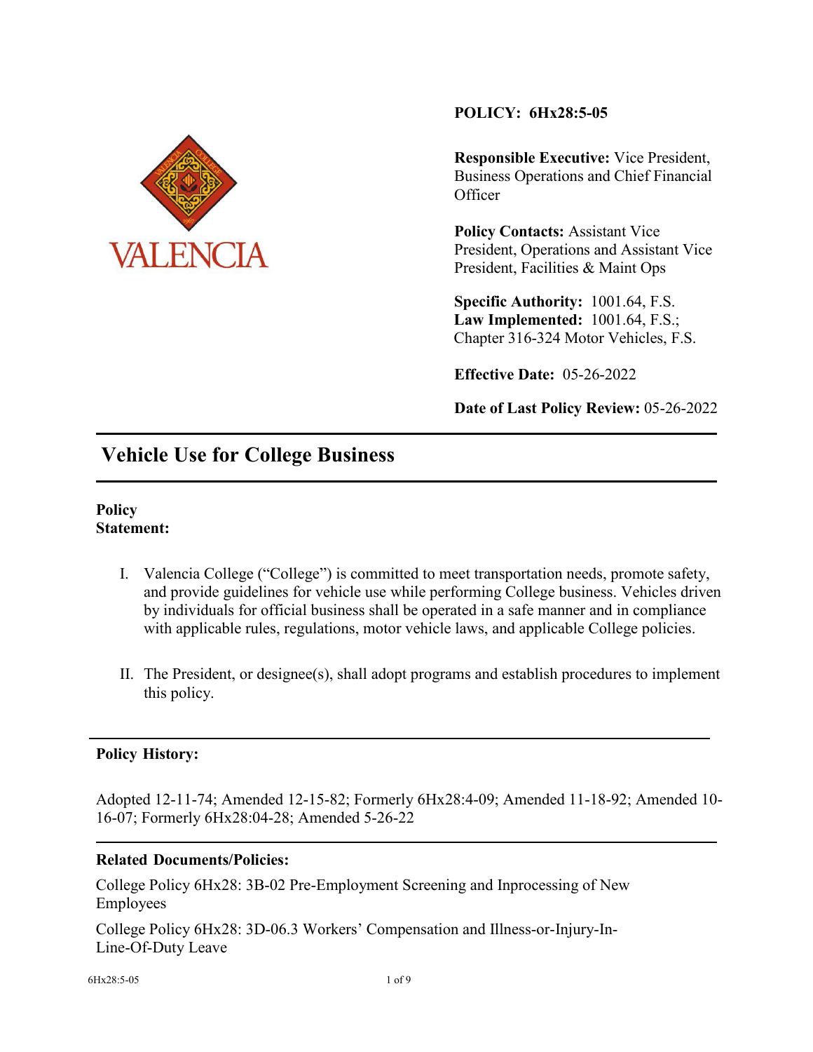**POLICY: 6Hx28:5-05**

**Responsible Executive:** Vice President, Business Operations and Chief Financial Officer

**Policy Contacts:** Assistant Vice President, Operations and Assistant Vice President, Facilities & Maint Ops

**Specific Authority:** 1001.64, F.S.
**Law Implemented:** 1001.64, F.S.; Chapter 316-324 Motor Vehicles, F.S.

**Effective Date:** 05-26-2022

**Date of Last Policy Review:** 05-26-2022

---

# Vehicle Use for College Business

---

**Policy Statement:**

I. Valencia College ("College") is committed to meet transportation needs, promote safety, and provide guidelines for vehicle use while performing College business. Vehicles driven by individuals for official business shall be operated in a safe manner and in compliance with applicable rules, regulations, motor vehicle laws, and applicable College policies.

II. The President, or designee(s), shall adopt programs and establish procedures to implement this policy.

---

**Policy History:**

Adopted 12-11-74; Amended 12-15-82; Formerly 6Hx28:4-09; Amended 11-18-92; Amended 10-16-07; Formerly 6Hx28:04-28; Amended 5-26-22

---

**Related Documents/Policies:**

College Policy 6Hx28: 3B-02 Pre-Employment Screening and Inprocessing of New Employees

College Policy 6Hx28: 3D-06.3 Workers' Compensation and Illness-or-Injury-In-Line-Of-Duty Leave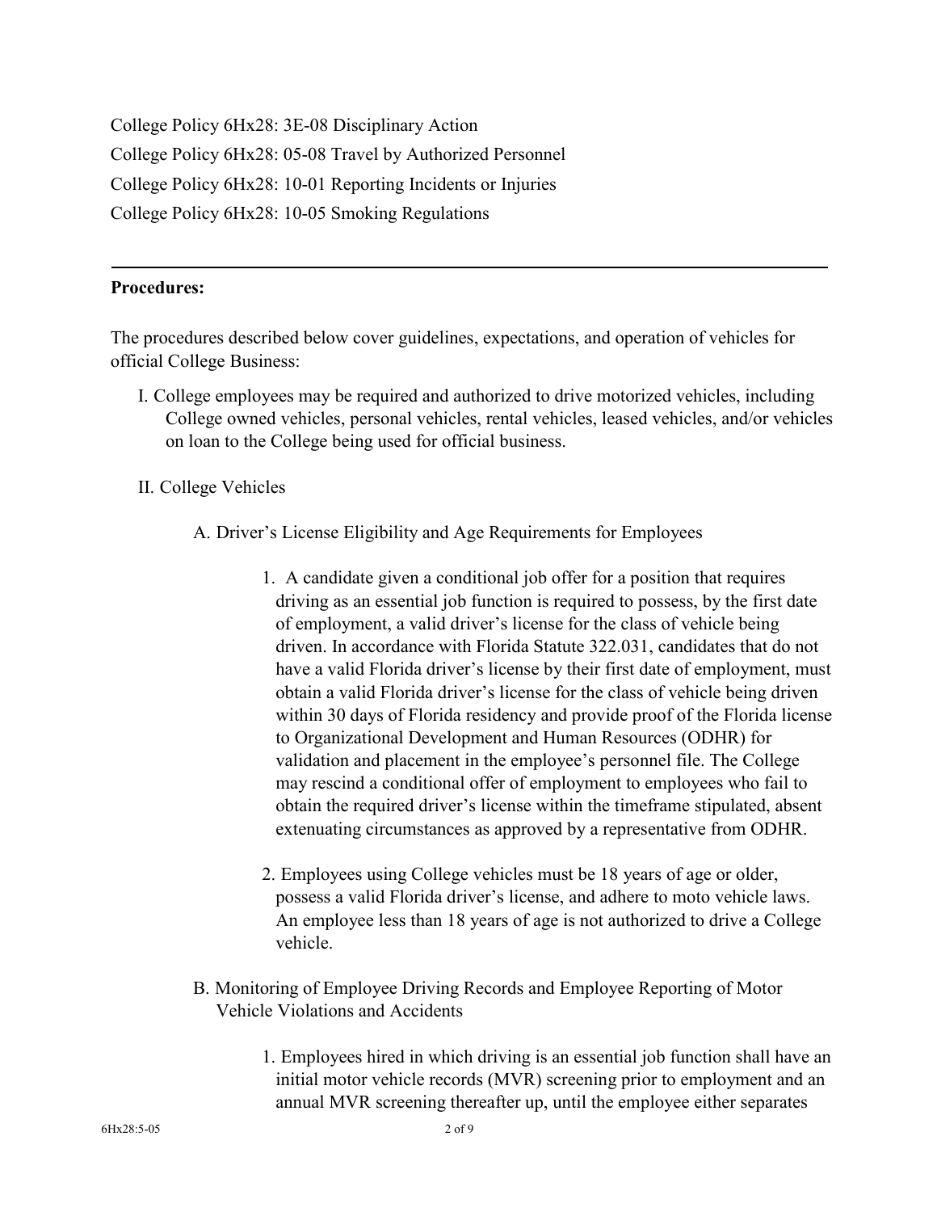College Policy 6Hx28: 3E-08 Disciplinary Action

College Policy 6Hx28: 05-08 Travel by Authorized Personnel

College Policy 6Hx28: 10-01 Reporting Incidents or Injuries

College Policy 6Hx28: 10-05 Smoking Regulations

---

**Procedures:**

The procedures described below cover guidelines, expectations, and operation of vehicles for official College Business:

I. College employees may be required and authorized to drive motorized vehicles, including College owned vehicles, personal vehicles, rental vehicles, leased vehicles, and/or vehicles on loan to the College being used for official business.

II. College Vehicles

A. Driver's License Eligibility and Age Requirements for Employees

1. A candidate given a conditional job offer for a position that requires driving as an essential job function is required to possess, by the first date of employment, a valid driver's license for the class of vehicle being driven. In accordance with Florida Statute 322.031, candidates that do not have a valid Florida driver's license by their first date of employment, must obtain a valid Florida driver's license for the class of vehicle being driven within 30 days of Florida residency and provide proof of the Florida license to Organizational Development and Human Resources (ODHR) for validation and placement in the employee's personnel file. The College may rescind a conditional offer of employment to employees who fail to obtain the required driver's license within the timeframe stipulated, absent extenuating circumstances as approved by a representative from ODHR.

2. Employees using College vehicles must be 18 years of age or older, possess a valid Florida driver's license, and adhere to moto vehicle laws. An employee less than 18 years of age is not authorized to drive a College vehicle.

B. Monitoring of Employee Driving Records and Employee Reporting of Motor Vehicle Violations and Accidents

1. Employees hired in which driving is an essential job function shall have an initial motor vehicle records (MVR) screening prior to employment and an annual MVR screening thereafter up, until the employee either separates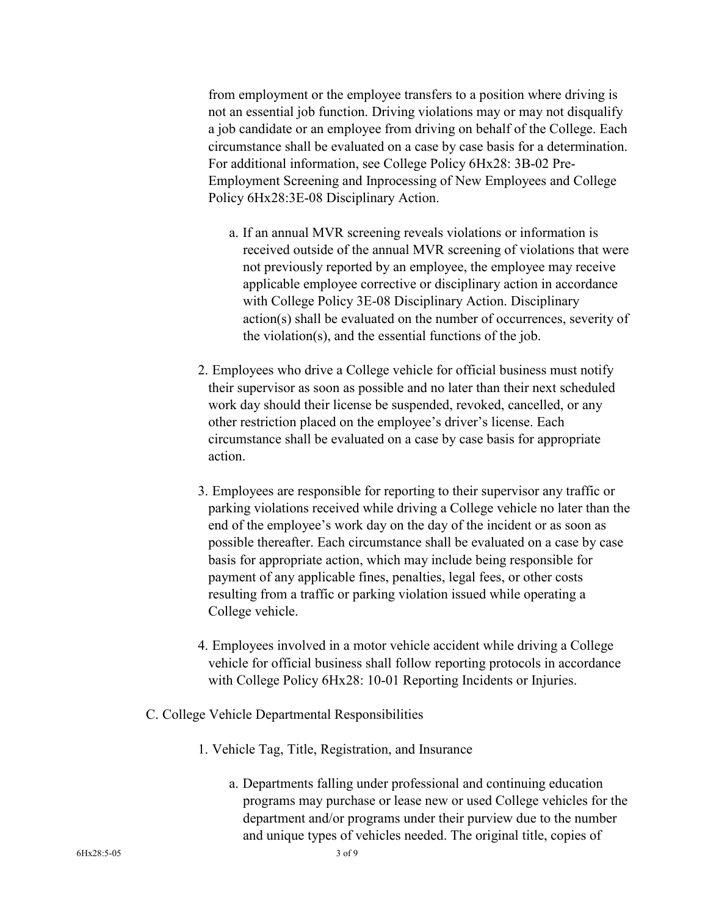from employment or the employee transfers to a position where driving is not an essential job function. Driving violations may or may not disqualify a job candidate or an employee from driving on behalf of the College. Each circumstance shall be evaluated on a case by case basis for a determination. For additional information, see College Policy 6Hx28: 3B-02 Pre-Employment Screening and Inprocessing of New Employees and College Policy 6Hx28:3E-08 Disciplinary Action.

   a. If an annual MVR screening reveals violations or information is received outside of the annual MVR screening of violations that were not previously reported by an employee, the employee may receive applicable employee corrective or disciplinary action in accordance with College Policy 3E-08 Disciplinary Action. Disciplinary action(s) shall be evaluated on the number of occurrences, severity of the violation(s), and the essential functions of the job.

2. Employees who drive a College vehicle for official business must notify their supervisor as soon as possible and no later than their next scheduled work day should their license be suspended, revoked, cancelled, or any other restriction placed on the employee's driver's license. Each circumstance shall be evaluated on a case by case basis for appropriate action.

3. Employees are responsible for reporting to their supervisor any traffic or parking violations received while driving a College vehicle no later than the end of the employee's work day on the day of the incident or as soon as possible thereafter. Each circumstance shall be evaluated on a case by case basis for appropriate action, which may include being responsible for payment of any applicable fines, penalties, legal fees, or other costs resulting from a traffic or parking violation issued while operating a College vehicle.

4. Employees involved in a motor vehicle accident while driving a College vehicle for official business shall follow reporting protocols in accordance with College Policy 6Hx28: 10-01 Reporting Incidents or Injuries.

C. College Vehicle Departmental Responsibilities

1. Vehicle Tag, Title, Registration, and Insurance

   a. Departments falling under professional and continuing education programs may purchase or lease new or used College vehicles for the department and/or programs under their purview due to the number and unique types of vehicles needed. The original title, copies of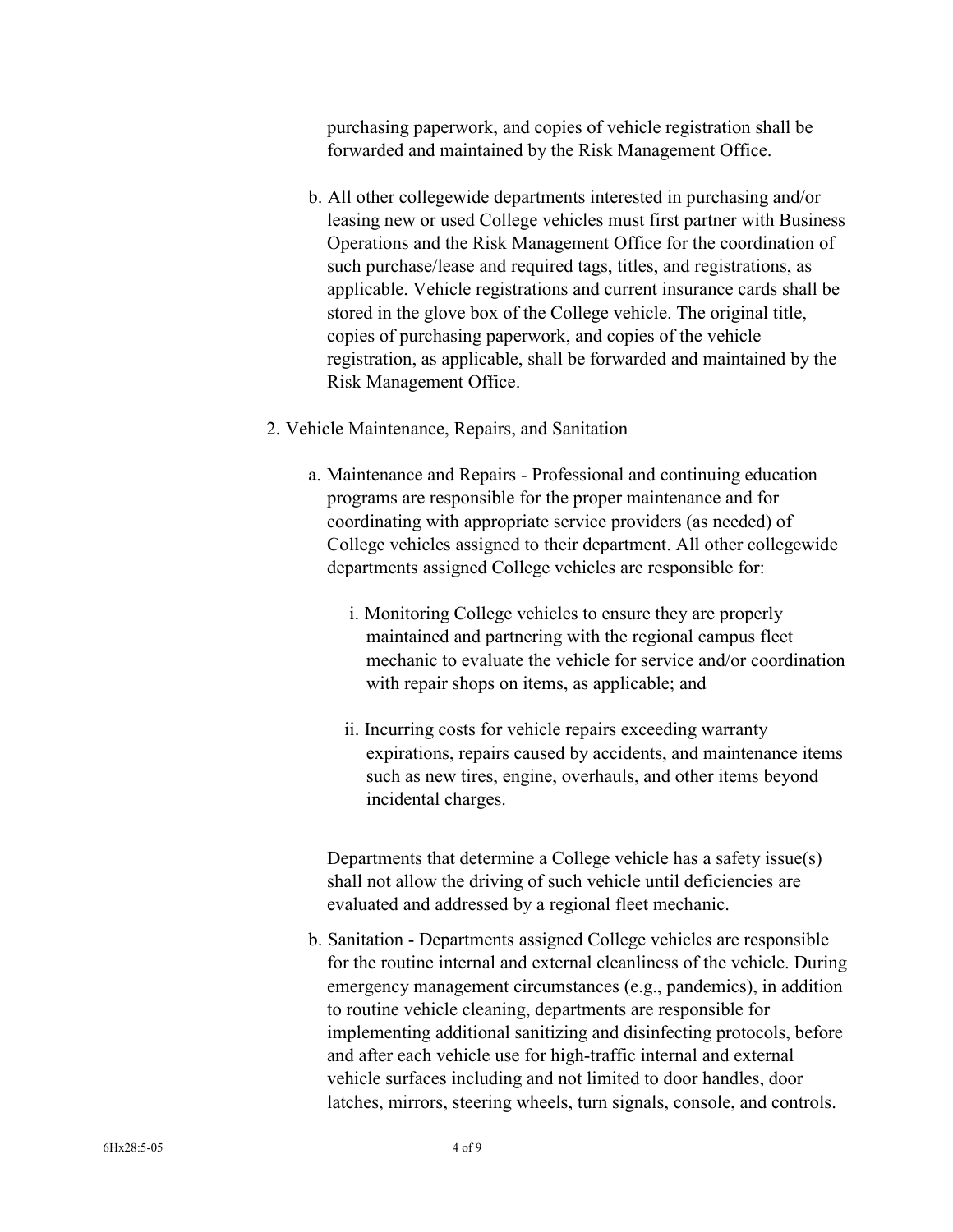purchasing paperwork, and copies of vehicle registration shall be forwarded and maintained by the Risk Management Office.

b. All other collegewide departments interested in purchasing and/or leasing new or used College vehicles must first partner with Business Operations and the Risk Management Office for the coordination of such purchase/lease and required tags, titles, and registrations, as applicable. Vehicle registrations and current insurance cards shall be stored in the glove box of the College vehicle. The original title, copies of purchasing paperwork, and copies of the vehicle registration, as applicable, shall be forwarded and maintained by the Risk Management Office.

2. Vehicle Maintenance, Repairs, and Sanitation

   a. Maintenance and Repairs - Professional and continuing education programs are responsible for the proper maintenance and for coordinating with appropriate service providers (as needed) of College vehicles assigned to their department. All other collegewide departments assigned College vehicles are responsible for:

      i. Monitoring College vehicles to ensure they are properly maintained and partnering with the regional campus fleet mechanic to evaluate the vehicle for service and/or coordination with repair shops on items, as applicable; and

      ii. Incurring costs for vehicle repairs exceeding warranty expirations, repairs caused by accidents, and maintenance items such as new tires, engine, overhauls, and other items beyond incidental charges.

   Departments that determine a College vehicle has a safety issue(s) shall not allow the driving of such vehicle until deficiencies are evaluated and addressed by a regional fleet mechanic.

   b. Sanitation - Departments assigned College vehicles are responsible for the routine internal and external cleanliness of the vehicle. During emergency management circumstances (e.g., pandemics), in addition to routine vehicle cleaning, departments are responsible for implementing additional sanitizing and disinfecting protocols, before and after each vehicle use for high-traffic internal and external vehicle surfaces including and not limited to door handles, door latches, mirrors, steering wheels, turn signals, console, and controls.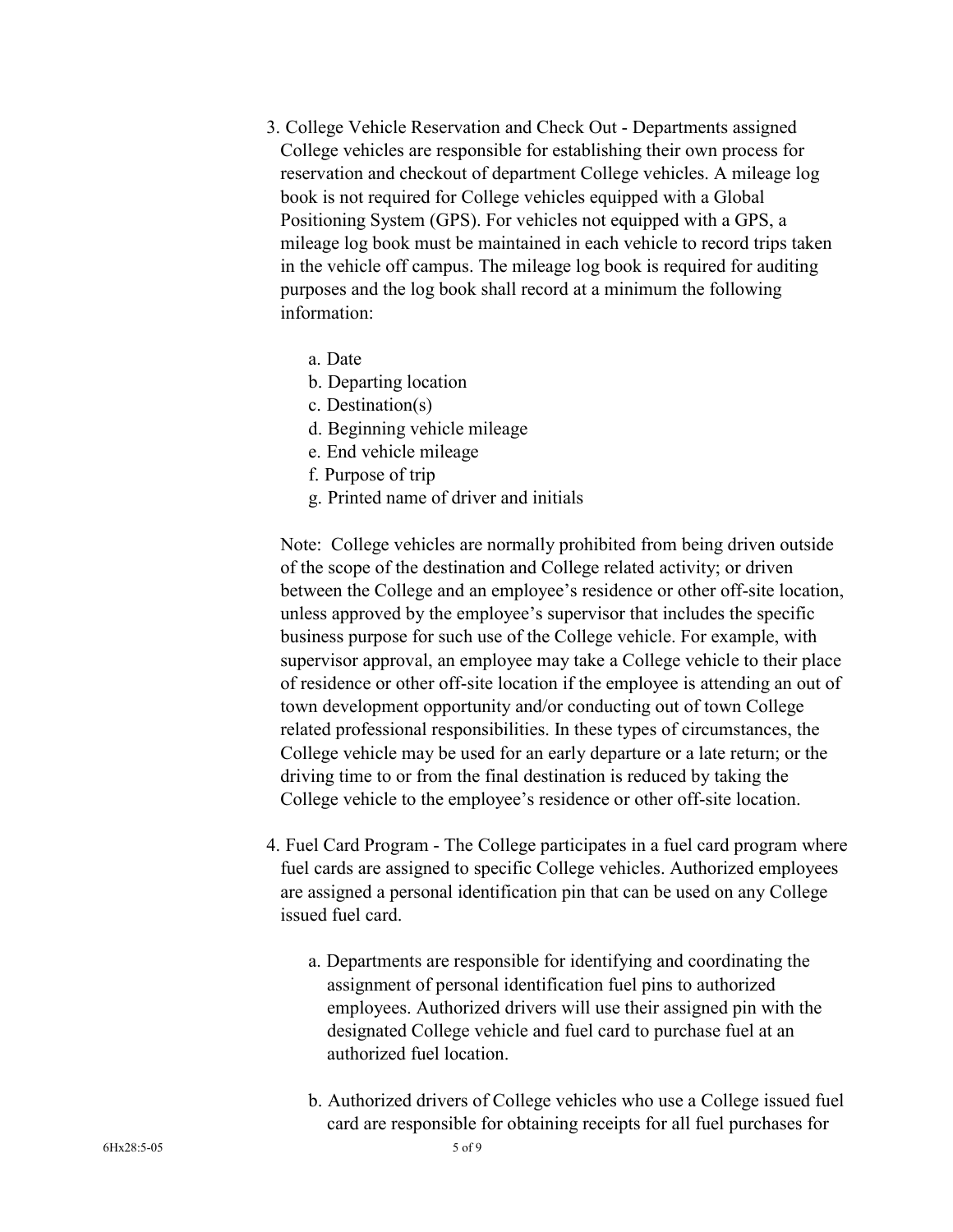3. College Vehicle Reservation and Check Out - Departments assigned College vehicles are responsible for establishing their own process for reservation and checkout of department College vehicles. A mileage log book is not required for College vehicles equipped with a Global Positioning System (GPS). For vehicles not equipped with a GPS, a mileage log book must be maintained in each vehicle to record trips taken in the vehicle off campus. The mileage log book is required for auditing purposes and the log book shall record at a minimum the following information:

    a. Date
    b. Departing location
    c. Destination(s)
    d. Beginning vehicle mileage
    e. End vehicle mileage
    f. Purpose of trip
    g. Printed name of driver and initials

    Note: College vehicles are normally prohibited from being driven outside of the scope of the destination and College related activity; or driven between the College and an employee's residence or other off-site location, unless approved by the employee's supervisor that includes the specific business purpose for such use of the College vehicle. For example, with supervisor approval, an employee may take a College vehicle to their place of residence or other off-site location if the employee is attending an out of town development opportunity and/or conducting out of town College related professional responsibilities. In these types of circumstances, the College vehicle may be used for an early departure or a late return; or the driving time to or from the final destination is reduced by taking the College vehicle to the employee's residence or other off-site location.

4. Fuel Card Program - The College participates in a fuel card program where fuel cards are assigned to specific College vehicles. Authorized employees are assigned a personal identification pin that can be used on any College issued fuel card.

    a. Departments are responsible for identifying and coordinating the assignment of personal identification fuel pins to authorized employees. Authorized drivers will use their assigned pin with the designated College vehicle and fuel card to purchase fuel at an authorized fuel location.

    b. Authorized drivers of College vehicles who use a College issued fuel card are responsible for obtaining receipts for all fuel purchases for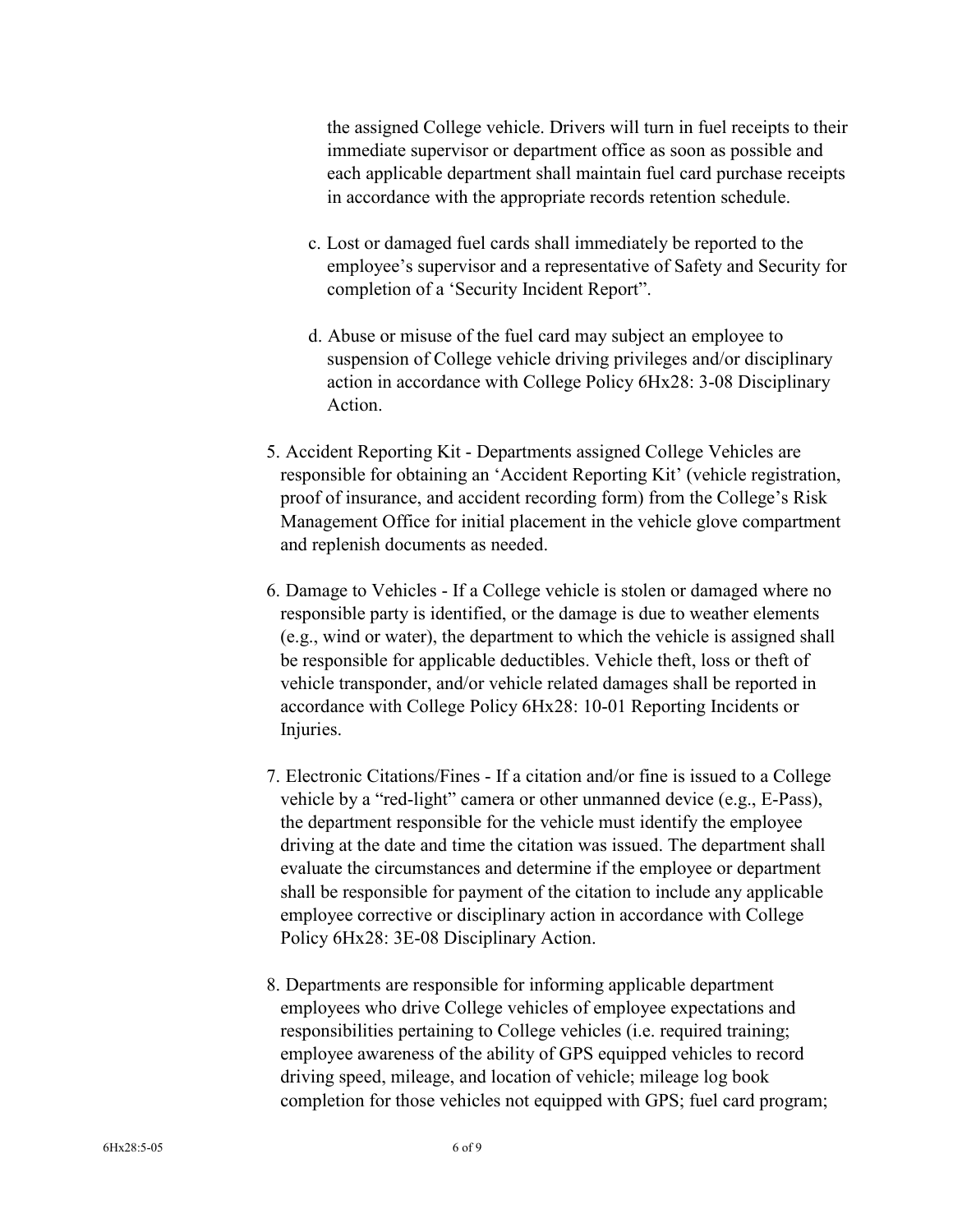the assigned College vehicle. Drivers will turn in fuel receipts to their immediate supervisor or department office as soon as possible and each applicable department shall maintain fuel card purchase receipts in accordance with the appropriate records retention schedule.

c. Lost or damaged fuel cards shall immediately be reported to the employee's supervisor and a representative of Safety and Security for completion of a 'Security Incident Report".

d. Abuse or misuse of the fuel card may subject an employee to suspension of College vehicle driving privileges and/or disciplinary action in accordance with College Policy 6Hx28: 3-08 Disciplinary Action.

5. Accident Reporting Kit - Departments assigned College Vehicles are responsible for obtaining an 'Accident Reporting Kit' (vehicle registration, proof of insurance, and accident recording form) from the College's Risk Management Office for initial placement in the vehicle glove compartment and replenish documents as needed.

6. Damage to Vehicles - If a College vehicle is stolen or damaged where no responsible party is identified, or the damage is due to weather elements (e.g., wind or water), the department to which the vehicle is assigned shall be responsible for applicable deductibles. Vehicle theft, loss or theft of vehicle transponder, and/or vehicle related damages shall be reported in accordance with College Policy 6Hx28: 10-01 Reporting Incidents or Injuries.

7. Electronic Citations/Fines - If a citation and/or fine is issued to a College vehicle by a "red-light" camera or other unmanned device (e.g., E-Pass), the department responsible for the vehicle must identify the employee driving at the date and time the citation was issued. The department shall evaluate the circumstances and determine if the employee or department shall be responsible for payment of the citation to include any applicable employee corrective or disciplinary action in accordance with College Policy 6Hx28: 3E-08 Disciplinary Action.

8. Departments are responsible for informing applicable department employees who drive College vehicles of employee expectations and responsibilities pertaining to College vehicles (i.e. required training; employee awareness of the ability of GPS equipped vehicles to record driving speed, mileage, and location of vehicle; mileage log book completion for those vehicles not equipped with GPS; fuel card program;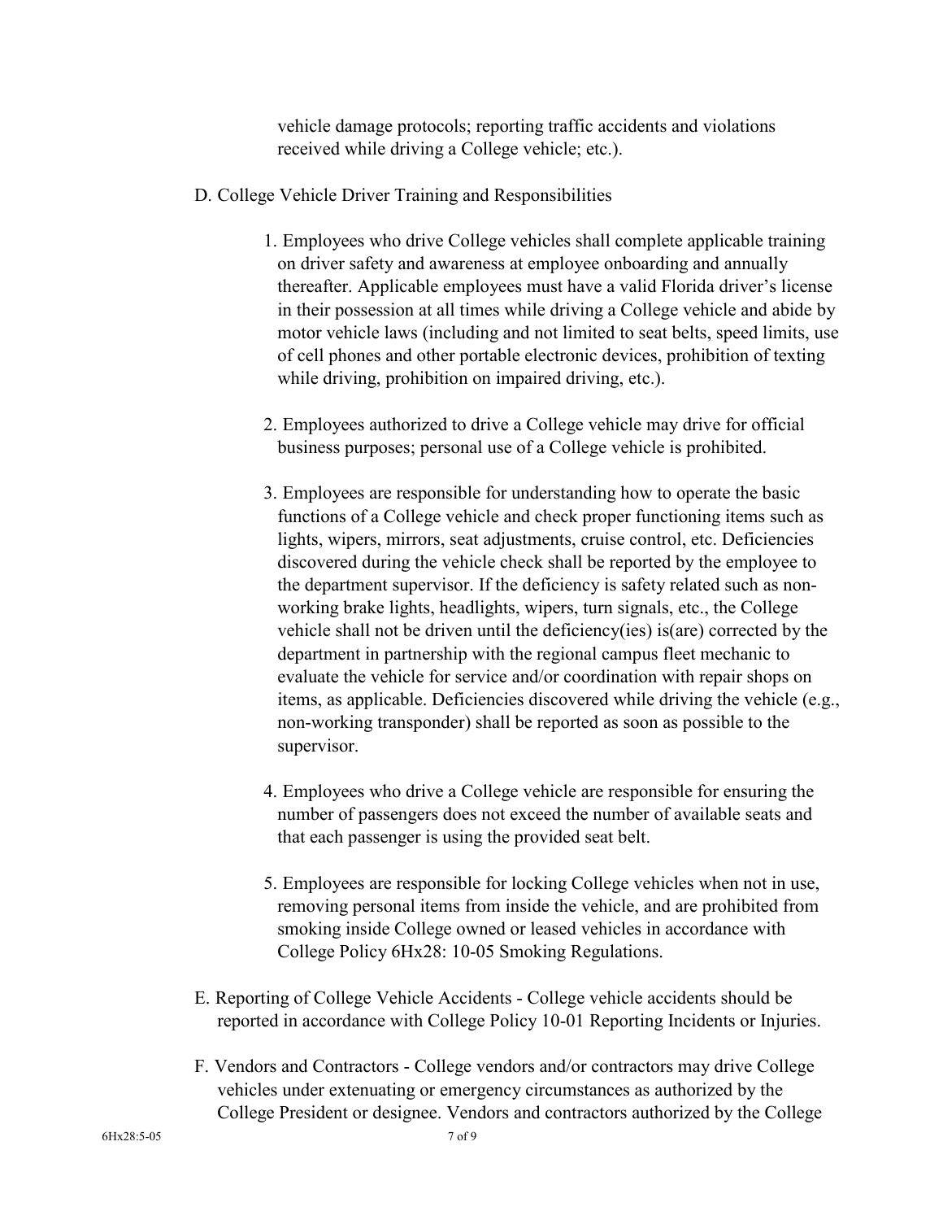vehicle damage protocols; reporting traffic accidents and violations received while driving a College vehicle; etc.).

D. College Vehicle Driver Training and Responsibilities

1. Employees who drive College vehicles shall complete applicable training on driver safety and awareness at employee onboarding and annually thereafter. Applicable employees must have a valid Florida driver's license in their possession at all times while driving a College vehicle and abide by motor vehicle laws (including and not limited to seat belts, speed limits, use of cell phones and other portable electronic devices, prohibition of texting while driving, prohibition on impaired driving, etc.).

2. Employees authorized to drive a College vehicle may drive for official business purposes; personal use of a College vehicle is prohibited.

3. Employees are responsible for understanding how to operate the basic functions of a College vehicle and check proper functioning items such as lights, wipers, mirrors, seat adjustments, cruise control, etc. Deficiencies discovered during the vehicle check shall be reported by the employee to the department supervisor. If the deficiency is safety related such as non-working brake lights, headlights, wipers, turn signals, etc., the College vehicle shall not be driven until the deficiency(ies) is(are) corrected by the department in partnership with the regional campus fleet mechanic to evaluate the vehicle for service and/or coordination with repair shops on items, as applicable. Deficiencies discovered while driving the vehicle (e.g., non-working transponder) shall be reported as soon as possible to the supervisor.

4. Employees who drive a College vehicle are responsible for ensuring the number of passengers does not exceed the number of available seats and that each passenger is using the provided seat belt.

5. Employees are responsible for locking College vehicles when not in use, removing personal items from inside the vehicle, and are prohibited from smoking inside College owned or leased vehicles in accordance with College Policy 6Hx28: 10-05 Smoking Regulations.

E. Reporting of College Vehicle Accidents - College vehicle accidents should be reported in accordance with College Policy 10-01 Reporting Incidents or Injuries.

F. Vendors and Contractors - College vendors and/or contractors may drive College vehicles under extenuating or emergency circumstances as authorized by the College President or designee. Vendors and contractors authorized by the College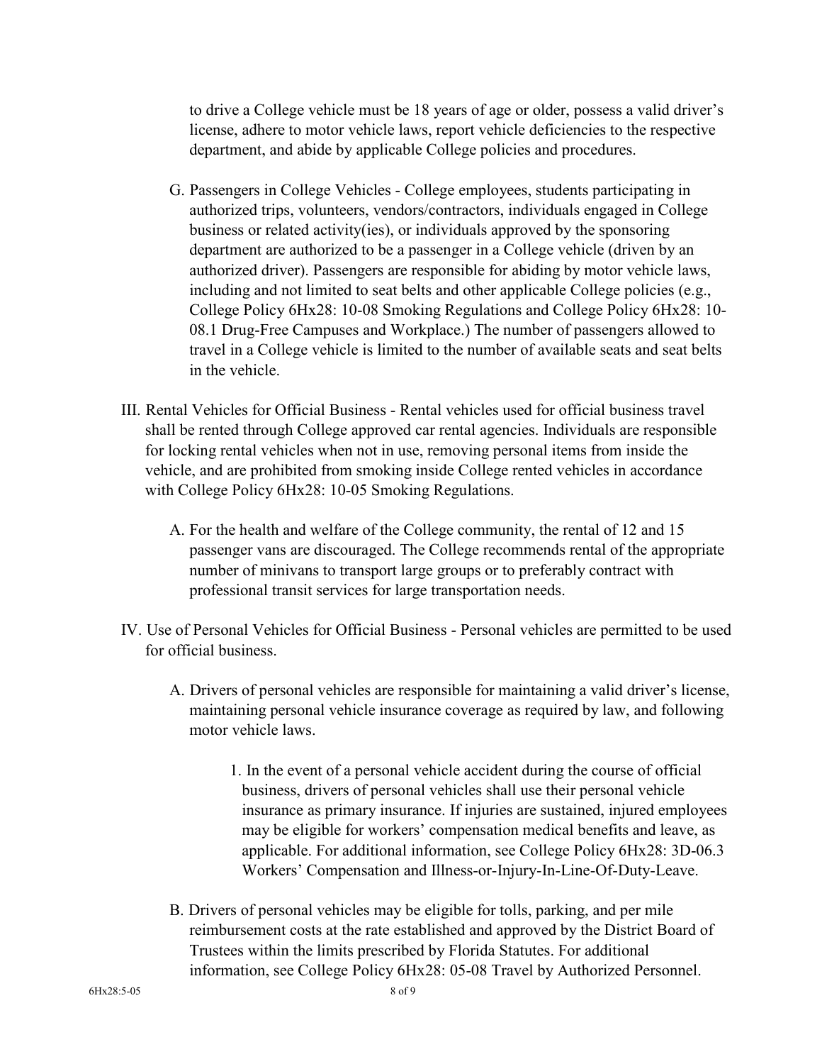to drive a College vehicle must be 18 years of age or older, possess a valid driver's license, adhere to motor vehicle laws, report vehicle deficiencies to the respective department, and abide by applicable College policies and procedures.

G. Passengers in College Vehicles - College employees, students participating in authorized trips, volunteers, vendors/contractors, individuals engaged in College business or related activity(ies), or individuals approved by the sponsoring department are authorized to be a passenger in a College vehicle (driven by an authorized driver). Passengers are responsible for abiding by motor vehicle laws, including and not limited to seat belts and other applicable College policies (e.g., College Policy 6Hx28: 10-08 Smoking Regulations and College Policy 6Hx28: 10-08.1 Drug-Free Campuses and Workplace.) The number of passengers allowed to travel in a College vehicle is limited to the number of available seats and seat belts in the vehicle.

III. Rental Vehicles for Official Business - Rental vehicles used for official business travel shall be rented through College approved car rental agencies. Individuals are responsible for locking rental vehicles when not in use, removing personal items from inside the vehicle, and are prohibited from smoking inside College rented vehicles in accordance with College Policy 6Hx28: 10-05 Smoking Regulations.

A. For the health and welfare of the College community, the rental of 12 and 15 passenger vans are discouraged. The College recommends rental of the appropriate number of minivans to transport large groups or to preferably contract with professional transit services for large transportation needs.

IV. Use of Personal Vehicles for Official Business - Personal vehicles are permitted to be used for official business.

A. Drivers of personal vehicles are responsible for maintaining a valid driver's license, maintaining personal vehicle insurance coverage as required by law, and following motor vehicle laws.

1. In the event of a personal vehicle accident during the course of official business, drivers of personal vehicles shall use their personal vehicle insurance as primary insurance. If injuries are sustained, injured employees may be eligible for workers' compensation medical benefits and leave, as applicable. For additional information, see College Policy 6Hx28: 3D-06.3 Workers' Compensation and Illness-or-Injury-In-Line-Of-Duty-Leave.

B. Drivers of personal vehicles may be eligible for tolls, parking, and per mile reimbursement costs at the rate established and approved by the District Board of Trustees within the limits prescribed by Florida Statutes. For additional information, see College Policy 6Hx28: 05-08 Travel by Authorized Personnel.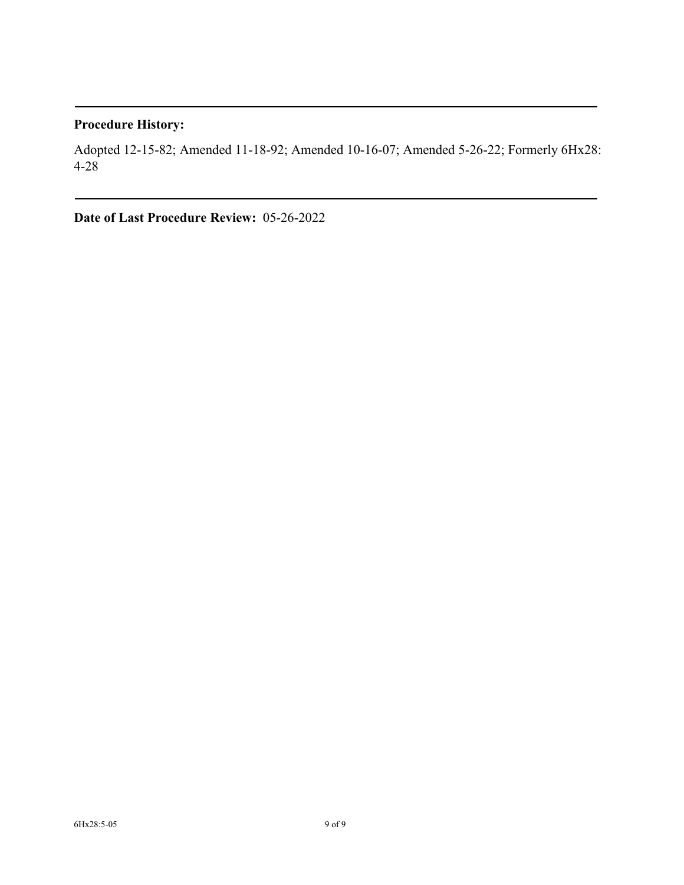---

**Procedure History:**

Adopted 12-15-82; Amended 11-18-92; Amended 10-16-07; Amended 5-26-22; Formerly 6Hx28: 4-28

---

**Date of Last Procedure Review:** 05-26-2022